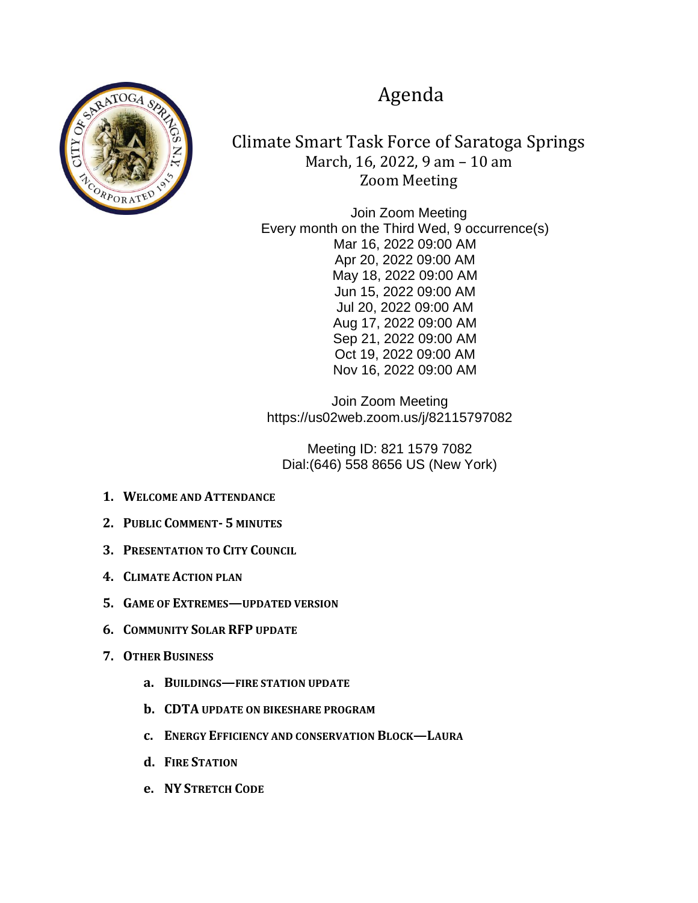# Agenda

## Climate Smart Task Force of Saratoga Springs

March, 16, 2022, 9 am – 10 am

Zoom Meeting

Join Zoom Meeting

Every month on the Third Wed, 9 occurrence(s)

Mar 16, 2022 09:00 AM
Apr 20, 2022 09:00 AM
May 18, 2022 09:00 AM
Jun 15, 2022 09:00 AM
Jul 20, 2022 09:00 AM
Aug 17, 2022 09:00 AM
Sep 21, 2022 09:00 AM
Oct 19, 2022 09:00 AM
Nov 16, 2022 09:00 AM

Join Zoom Meeting
https://us02web.zoom.us/j/82115797082

Meeting ID: 821 1579 7082
Dial:(646) 558 8656 US (New York)

1. **Welcome and Attendance**
2. **Public Comment- 5 minutes**
3. **Presentation to City Council**
4. **Climate Action Plan**
5. **Game of Extremes—updated version**
6. **Community Solar RFP update**
7. **Other Business**
   a. **Buildings—fire station update**
   b. **CDTA update on bikeshare program**
   c. **Energy Efficiency and conservation Block—Laura**
   d. **Fire Station**
   e. **NY Stretch Code**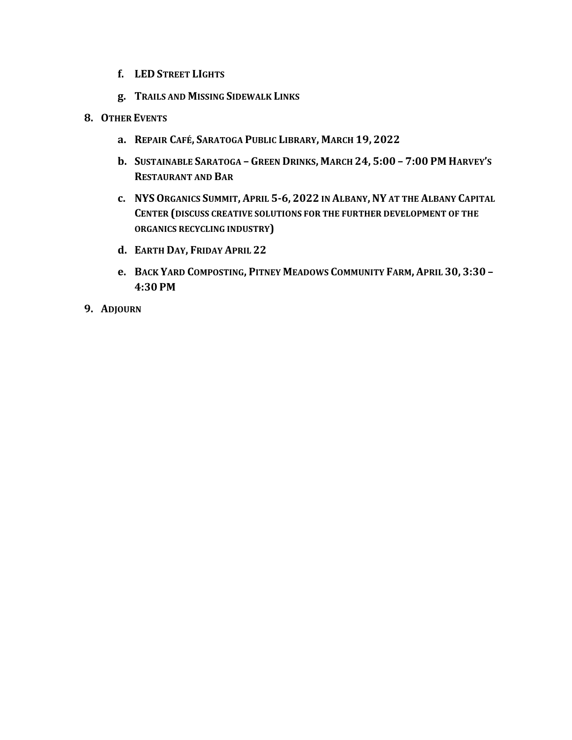- f. **LED STREET LIGHTS**
- g. **TRAILS AND MISSING SIDEWALK LINKS**

8. **OTHER EVENTS**
   - a. **REPAIR CAFÉ, SARATOGA PUBLIC LIBRARY, MARCH 19, 2022**
   - b. **SUSTAINABLE SARATOGA – GREEN DRINKS, MARCH 24, 5:00 – 7:00 PM HARVEY'S RESTAURANT AND BAR**
   - c. **NYS ORGANICS SUMMIT, APRIL 5-6, 2022 IN ALBANY, NY AT THE ALBANY CAPITAL CENTER (DISCUSS CREATIVE SOLUTIONS FOR THE FURTHER DEVELOPMENT OF THE ORGANICS RECYCLING INDUSTRY)**
   - d. **EARTH DAY, FRIDAY APRIL 22**
   - e. **BACK YARD COMPOSTING, PITNEY MEADOWS COMMUNITY FARM, APRIL 30, 3:30 – 4:30 PM**

9. **ADJOURN**